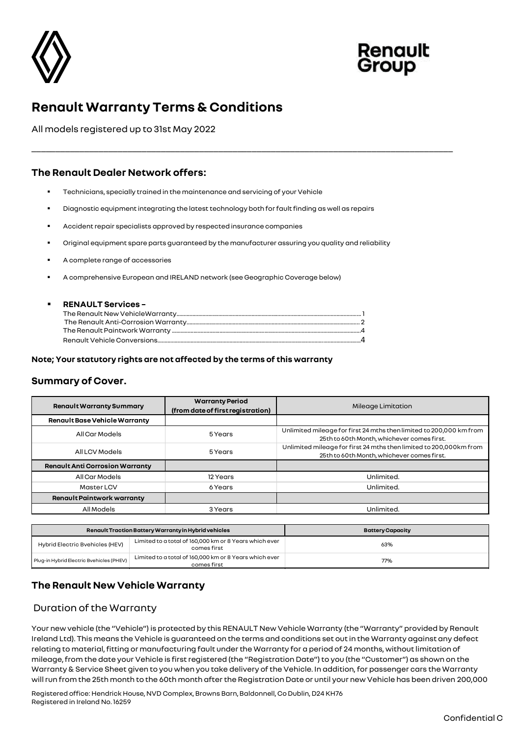# Renault Warranty Terms & Conditions

All models registered up to 31st May 2022

## The Renault Dealer Network offers:

- Technicians, specially trained in the maintenance and servicing of your Vehicle
- Diagnostic equipment integrating the latest technology both for fault finding as well as repairs
- Accident repair specialists approved by respected insurance companies
- Original equipment spare parts guaranteed by the manufacturer assuring you quality and reliability
- A complete range of accessories
- A comprehensive European and IRELAND network (see Geographic Coverage below)
- **RENAULT Services –**
  The Renault New VehicleWarranty........ 1
  The Renault Anti-Corrosion Warranty........ 2
  The Renault Paintwork Warranty ........ 4
  Renault Vehicle Conversions........ 4

**Note; Your statutory rights are not affected by the terms of this warranty**

## Summary of Cover.

| Renault Warranty Summary | Warranty Period (from date of first registration) | Mileage Limitation |
|---|---|---|
| **Renault Base Vehicle Warranty** | | |
| All Car Models | 5 Years | Unlimited mileage for first 24 mths then limited to 200,000 km from 25th to 60th Month, whichever comes first. |
| All LCV Models | 5 Years | Unlimited mileage for first 24 mths then limited to 200,000km from 25th to 60th Month, whichever comes first. |
| **Renault Anti Corrosion Warranty** | | |
| All Car Models | 12 Years | Unlimited. |
| Master LCV | 6 Years | Unlimited. |
| **Renault Paintwork warranty** | | |
| All Models | 3 Years | Unlimited. |

| Renault Traction Battery Warranty in Hybrid vehicles | | Battery Capacity |
|---|---|---|
| Hybrid Electric Bvehicles (HEV) | Limited to a total of 160,000 km or 8 Years which ever comes first | 63% |
| Plug-in Hybrid Electric Bvehicles (PHEV) | Limited to a total of 160,000 km or 8 Years which ever comes first | 77% |

## The Renault New Vehicle Warranty

### Duration of the Warranty

Your new vehicle (the "Vehicle") is protected by this RENAULT New Vehicle Warranty (the "Warranty" provided by Renault Ireland Ltd). This means the Vehicle is guaranteed on the terms and conditions set out in the Warranty against any defect relating to material, fitting or manufacturing fault under the Warranty for a period of 24 months, without limitation of mileage, from the date your Vehicle is first registered (the "Registration Date") to you (the "Customer") as shown on the Warranty & Service Sheet given to you when you take delivery of the Vehicle. In addition, for passenger cars the Warranty will run from the 25th month to the 60th month after the Registration Date or until your new Vehicle has been driven 200,000

Registered office: Hendrick House, NVD Complex, Browns Barn, Baldonnell, Co Dublin, D24 KH76
Registered in Ireland No. 16259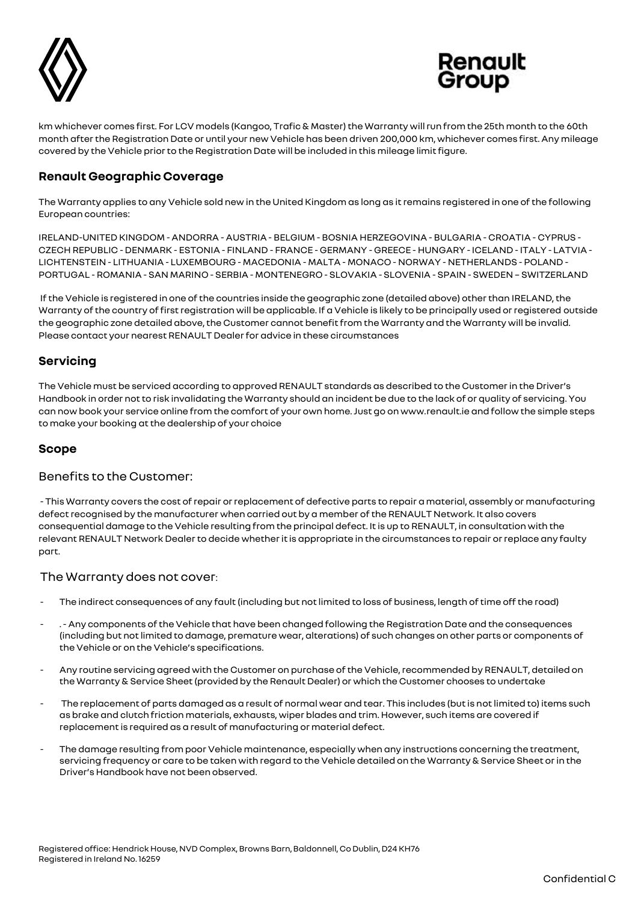km whichever comes first. For LCV models (Kangoo, Trafic & Master) the Warranty will run from the 25th month to the 60th month after the Registration Date or until your new Vehicle has been driven 200,000 km, whichever comes first. Any mileage covered by the Vehicle prior to the Registration Date will be included in this mileage limit figure.

## Renault Geographic Coverage

The Warranty applies to any Vehicle sold new in the United Kingdom as long as it remains registered in one of the following European countries:

IRELAND-UNITED KINGDOM - ANDORRA - AUSTRIA - BELGIUM - BOSNIA HERZEGOVINA - BULGARIA - CROATIA - CYPRUS - CZECH REPUBLIC - DENMARK - ESTONIA - FINLAND - FRANCE - GERMANY - GREECE - HUNGARY - ICELAND - ITALY - LATVIA - LICHTENSTEIN - LITHUANIA - LUXEMBOURG - MACEDONIA - MALTA - MONACO - NORWAY - NETHERLANDS - POLAND - PORTUGAL - ROMANIA - SAN MARINO - SERBIA - MONTENEGRO - SLOVAKIA - SLOVENIA - SPAIN - SWEDEN – SWITZERLAND

If the Vehicle is registered in one of the countries inside the geographic zone (detailed above) other than IRELAND, the Warranty of the country of first registration will be applicable. If a Vehicle is likely to be principally used or registered outside the geographic zone detailed above, the Customer cannot benefit from the Warranty and the Warranty will be invalid. Please contact your nearest RENAULT Dealer for advice in these circumstances

## Servicing

The Vehicle must be serviced according to approved RENAULT standards as described to the Customer in the Driver's Handbook in order not to risk invalidating the Warranty should an incident be due to the lack of or quality of servicing. You can now book your service online from the comfort of your own home. Just go on www.renault.ie and follow the simple steps to make your booking at the dealership of your choice

## Scope

### Benefits to the Customer:

- This Warranty covers the cost of repair or replacement of defective parts to repair a material, assembly or manufacturing defect recognised by the manufacturer when carried out by a member of the RENAULT Network. It also covers consequential damage to the Vehicle resulting from the principal defect. It is up to RENAULT, in consultation with the relevant RENAULT Network Dealer to decide whether it is appropriate in the circumstances to repair or replace any faulty part.

### The Warranty does not cover:

- The indirect consequences of any fault (including but not limited to loss of business, length of time off the road)
- . - Any components of the Vehicle that have been changed following the Registration Date and the consequences (including but not limited to damage, premature wear, alterations) of such changes on other parts or components of the Vehicle or on the Vehicle's specifications.
- Any routine servicing agreed with the Customer on purchase of the Vehicle, recommended by RENAULT, detailed on the Warranty & Service Sheet (provided by the Renault Dealer) or which the Customer chooses to undertake
- The replacement of parts damaged as a result of normal wear and tear. This includes (but is not limited to) items such as brake and clutch friction materials, exhausts, wiper blades and trim. However, such items are covered if replacement is required as a result of manufacturing or material defect.
- The damage resulting from poor Vehicle maintenance, especially when any instructions concerning the treatment, servicing frequency or care to be taken with regard to the Vehicle detailed on the Warranty & Service Sheet or in the Driver's Handbook have not been observed.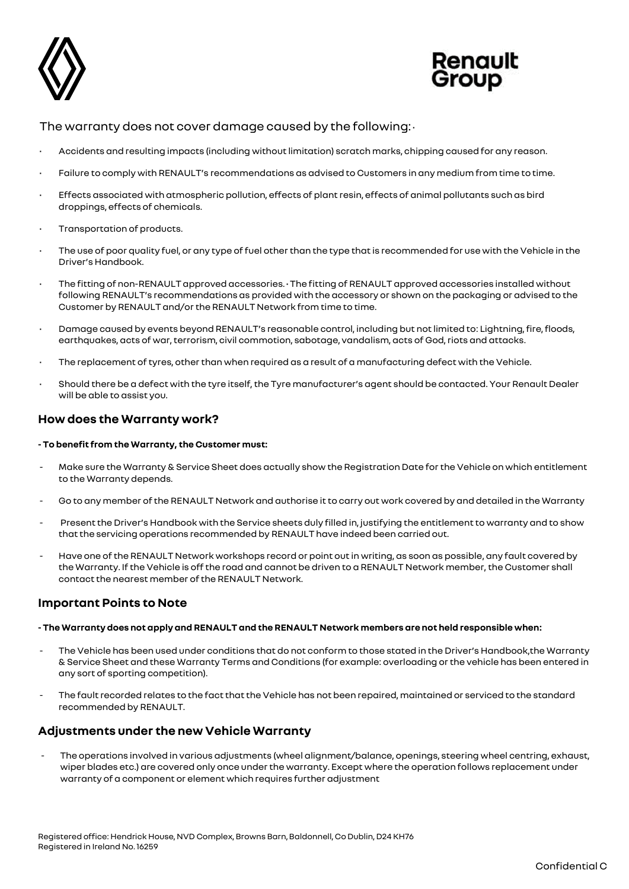The warranty does not cover damage caused by the following: ·

- Accidents and resulting impacts (including without limitation) scratch marks, chipping caused for any reason.
- Failure to comply with RENAULT's recommendations as advised to Customers in any medium from time to time.
- Effects associated with atmospheric pollution, effects of plant resin, effects of animal pollutants such as bird droppings, effects of chemicals.
- Transportation of products.
- The use of poor quality fuel, or any type of fuel other than the type that is recommended for use with the Vehicle in the Driver's Handbook.
- The fitting of non-RENAULT approved accessories. · The fitting of RENAULT approved accessories installed without following RENAULT's recommendations as provided with the accessory or shown on the packaging or advised to the Customer by RENAULT and/or the RENAULT Network from time to time.
- Damage caused by events beyond RENAULT's reasonable control, including but not limited to: Lightning, fire, floods, earthquakes, acts of war, terrorism, civil commotion, sabotage, vandalism, acts of God, riots and attacks.
- The replacement of tyres, other than when required as a result of a manufacturing defect with the Vehicle.
- Should there be a defect with the tyre itself, the Tyre manufacturer's agent should be contacted. Your Renault Dealer will be able to assist you.

## How does the Warranty work?

**- To benefit from the Warranty, the Customer must:**

- Make sure the Warranty & Service Sheet does actually show the Registration Date for the Vehicle on which entitlement to the Warranty depends.
- Go to any member of the RENAULT Network and authorise it to carry out work covered by and detailed in the Warranty
- Present the Driver's Handbook with the Service sheets duly filled in, justifying the entitlement to warranty and to show that the servicing operations recommended by RENAULT have indeed been carried out.
- Have one of the RENAULT Network workshops record or point out in writing, as soon as possible, any fault covered by the Warranty. If the Vehicle is off the road and cannot be driven to a RENAULT Network member, the Customer shall contact the nearest member of the RENAULT Network.

## Important Points to Note

**- The Warranty does not apply and RENAULT and the RENAULT Network members are not held responsible when:**

- The Vehicle has been used under conditions that do not conform to those stated in the Driver's Handbook,the Warranty & Service Sheet and these Warranty Terms and Conditions (for example: overloading or the vehicle has been entered in any sort of sporting competition).
- The fault recorded relates to the fact that the Vehicle has not been repaired, maintained or serviced to the standard recommended by RENAULT.

## Adjustments under the new Vehicle Warranty

- The operations involved in various adjustments (wheel alignment/balance, openings, steering wheel centring, exhaust, wiper blades etc.) are covered only once under the warranty. Except where the operation follows replacement under warranty of a component or element which requires further adjustment

Registered office: Hendrick House, NVD Complex, Browns Barn, Baldonnell, Co Dublin, D24 KH76
Registered in Ireland No. 16259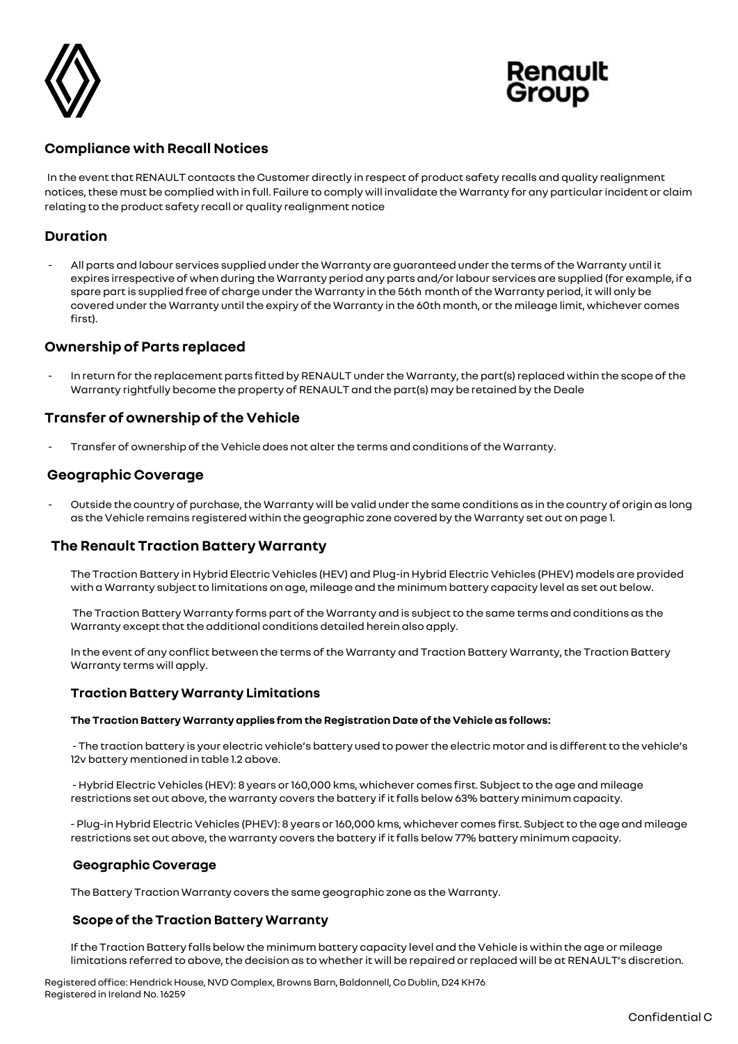## Compliance with Recall Notices

In the event that RENAULT contacts the Customer directly in respect of product safety recalls and quality realignment notices, these must be complied with in full. Failure to comply will invalidate the Warranty for any particular incident or claim relating to the product safety recall or quality realignment notice

## Duration

- All parts and labour services supplied under the Warranty are guaranteed under the terms of the Warranty until it expires irrespective of when during the Warranty period any parts and/or labour services are supplied (for example, if a spare part is supplied free of charge under the Warranty in the 56th month of the Warranty period, it will only be covered under the Warranty until the expiry of the Warranty in the 60th month, or the mileage limit, whichever comes first).

## Ownership of Parts replaced

- In return for the replacement parts fitted by RENAULT under the Warranty, the part(s) replaced within the scope of the Warranty rightfully become the property of RENAULT and the part(s) may be retained by the Deale

## Transfer of ownership of the Vehicle

- Transfer of ownership of the Vehicle does not alter the terms and conditions of the Warranty.

## Geographic Coverage

- Outside the country of purchase, the Warranty will be valid under the same conditions as in the country of origin as long as the Vehicle remains registered within the geographic zone covered by the Warranty set out on page 1.

## The Renault Traction Battery Warranty

The Traction Battery in Hybrid Electric Vehicles (HEV) and Plug-in Hybrid Electric Vehicles (PHEV) models are provided with a Warranty subject to limitations on age, mileage and the minimum battery capacity level as set out below.

The Traction Battery Warranty forms part of the Warranty and is subject to the same terms and conditions as the Warranty except that the additional conditions detailed herein also apply.

In the event of any conflict between the terms of the Warranty and Traction Battery Warranty, the Traction Battery Warranty terms will apply.

### Traction Battery Warranty Limitations

**The Traction Battery Warranty applies from the Registration Date of the Vehicle as follows:**

- The traction battery is your electric vehicle's battery used to power the electric motor and is different to the vehicle's 12v battery mentioned in table 1.2 above.

- Hybrid Electric Vehicles (HEV): 8 years or 160,000 kms, whichever comes first. Subject to the age and mileage restrictions set out above, the warranty covers the battery if it falls below 63% battery minimum capacity.

- Plug-in Hybrid Electric Vehicles (PHEV): 8 years or 160,000 kms, whichever comes first. Subject to the age and mileage restrictions set out above, the warranty covers the battery if it falls below 77% battery minimum capacity.

### Geographic Coverage

The Battery Traction Warranty covers the same geographic zone as the Warranty.

### Scope of the Traction Battery Warranty

If the Traction Battery falls below the minimum battery capacity level and the Vehicle is within the age or mileage limitations referred to above, the decision as to whether it will be repaired or replaced will be at RENAULT's discretion.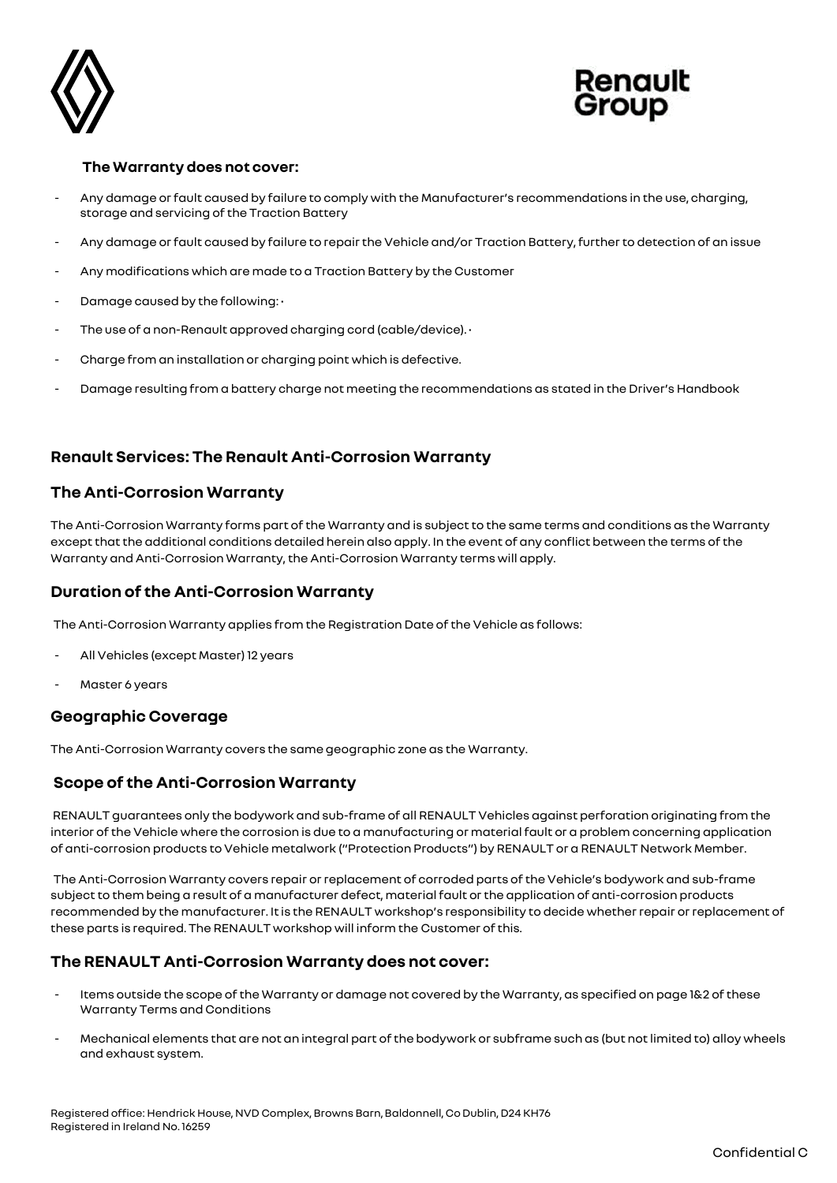**The Warranty does not cover:**

- Any damage or fault caused by failure to comply with the Manufacturer's recommendations in the use, charging, storage and servicing of the Traction Battery
- Any damage or fault caused by failure to repair the Vehicle and/or Traction Battery, further to detection of an issue
- Any modifications which are made to a Traction Battery by the Customer
- Damage caused by the following: •
- The use of a non-Renault approved charging cord (cable/device). •
- Charge from an installation or charging point which is defective.
- Damage resulting from a battery charge not meeting the recommendations as stated in the Driver's Handbook

## Renault Services: The Renault Anti-Corrosion Warranty

## The Anti-Corrosion Warranty

The Anti-Corrosion Warranty forms part of the Warranty and is subject to the same terms and conditions as the Warranty except that the additional conditions detailed herein also apply. In the event of any conflict between the terms of the Warranty and Anti-Corrosion Warranty, the Anti-Corrosion Warranty terms will apply.

## Duration of the Anti-Corrosion Warranty

The Anti-Corrosion Warranty applies from the Registration Date of the Vehicle as follows:

- All Vehicles (except Master) 12 years
- Master 6 years

## Geographic Coverage

The Anti-Corrosion Warranty covers the same geographic zone as the Warranty.

## Scope of the Anti-Corrosion Warranty

RENAULT guarantees only the bodywork and sub-frame of all RENAULT Vehicles against perforation originating from the interior of the Vehicle where the corrosion is due to a manufacturing or material fault or a problem concerning application of anti-corrosion products to Vehicle metalwork ("Protection Products") by RENAULT or a RENAULT Network Member.

The Anti-Corrosion Warranty covers repair or replacement of corroded parts of the Vehicle's bodywork and sub-frame subject to them being a result of a manufacturer defect, material fault or the application of anti-corrosion products recommended by the manufacturer. It is the RENAULT workshop's responsibility to decide whether repair or replacement of these parts is required. The RENAULT workshop will inform the Customer of this.

## The RENAULT Anti-Corrosion Warranty does not cover:

- Items outside the scope of the Warranty or damage not covered by the Warranty, as specified on page 1&2 of these Warranty Terms and Conditions
- Mechanical elements that are not an integral part of the bodywork or subframe such as (but not limited to) alloy wheels and exhaust system.

Registered office: Hendrick House, NVD Complex, Browns Barn, Baldonnell, Co Dublin, D24 KH76
Registered in Ireland No. 16259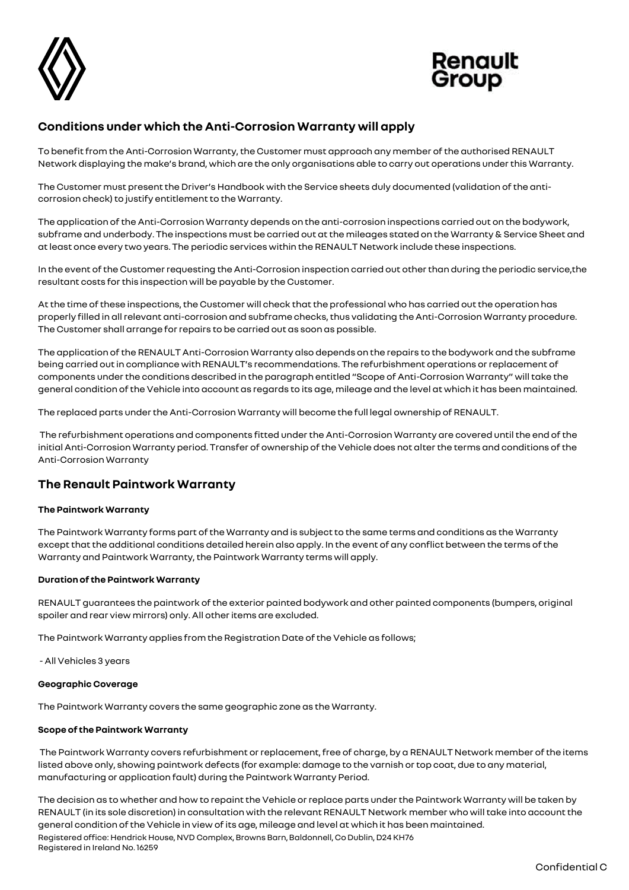## Conditions under which the Anti-Corrosion Warranty will apply

To benefit from the Anti-Corrosion Warranty, the Customer must approach any member of the authorised RENAULT Network displaying the make's brand, which are the only organisations able to carry out operations under this Warranty.

The Customer must present the Driver's Handbook with the Service sheets duly documented (validation of the anti-corrosion check) to justify entitlement to the Warranty.

The application of the Anti-Corrosion Warranty depends on the anti-corrosion inspections carried out on the bodywork, subframe and underbody. The inspections must be carried out at the mileages stated on the Warranty & Service Sheet and at least once every two years. The periodic services within the RENAULT Network include these inspections.

In the event of the Customer requesting the Anti-Corrosion inspection carried out other than during the periodic service,the resultant costs for this inspection will be payable by the Customer.

At the time of these inspections, the Customer will check that the professional who has carried out the operation has properly filled in all relevant anti-corrosion and subframe checks, thus validating the Anti-Corrosion Warranty procedure. The Customer shall arrange for repairs to be carried out as soon as possible.

The application of the RENAULT Anti-Corrosion Warranty also depends on the repairs to the bodywork and the subframe being carried out in compliance with RENAULT's recommendations. The refurbishment operations or replacement of components under the conditions described in the paragraph entitled "Scope of Anti-Corrosion Warranty" will take the general condition of the Vehicle into account as regards to its age, mileage and the level at which it has been maintained.

The replaced parts under the Anti-Corrosion Warranty will become the full legal ownership of RENAULT.

The refurbishment operations and components fitted under the Anti-Corrosion Warranty are covered until the end of the initial Anti-Corrosion Warranty period. Transfer of ownership of the Vehicle does not alter the terms and conditions of the Anti-Corrosion Warranty

## The Renault Paintwork Warranty

**The Paintwork Warranty**

The Paintwork Warranty forms part of the Warranty and is subject to the same terms and conditions as the Warranty except that the additional conditions detailed herein also apply. In the event of any conflict between the terms of the Warranty and Paintwork Warranty, the Paintwork Warranty terms will apply.

**Duration of the Paintwork Warranty**

RENAULT guarantees the paintwork of the exterior painted bodywork and other painted components (bumpers, original spoiler and rear view mirrors) only. All other items are excluded.

The Paintwork Warranty applies from the Registration Date of the Vehicle as follows;

- All Vehicles 3 years

**Geographic Coverage**

The Paintwork Warranty covers the same geographic zone as the Warranty.

**Scope of the Paintwork Warranty**

The Paintwork Warranty covers refurbishment or replacement, free of charge, by a RENAULT Network member of the items listed above only, showing paintwork defects (for example: damage to the varnish or top coat, due to any material, manufacturing or application fault) during the Paintwork Warranty Period.

The decision as to whether and how to repaint the Vehicle or replace parts under the Paintwork Warranty will be taken by RENAULT (in its sole discretion) in consultation with the relevant RENAULT Network member who will take into account the general condition of the Vehicle in view of its age, mileage and level at which it has been maintained.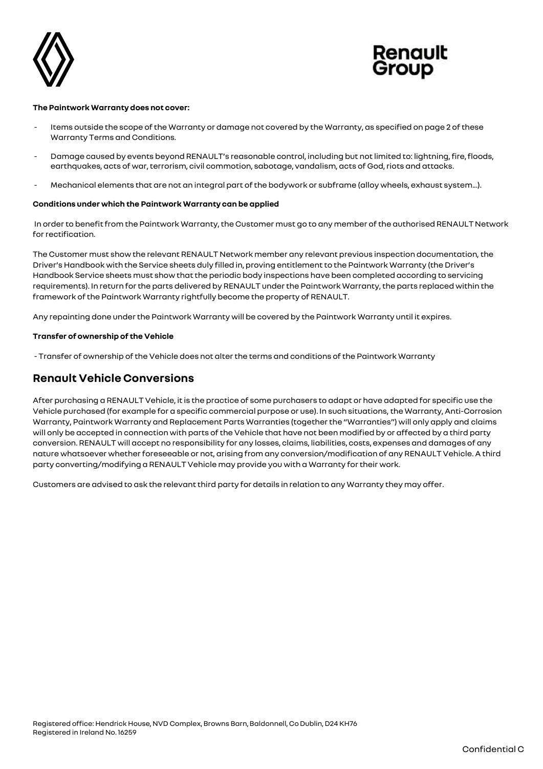**The Paintwork Warranty does not cover:**

- Items outside the scope of the Warranty or damage not covered by the Warranty, as specified on page 2 of these Warranty Terms and Conditions.
- Damage caused by events beyond RENAULT's reasonable control, including but not limited to: lightning, fire, floods, earthquakes, acts of war, terrorism, civil commotion, sabotage, vandalism, acts of God, riots and attacks.
- Mechanical elements that are not an integral part of the bodywork or subframe (alloy wheels, exhaust system...).

**Conditions under which the Paintwork Warranty can be applied**

In order to benefit from the Paintwork Warranty, the Customer must go to any member of the authorised RENAULT Network for rectification.

The Customer must show the relevant RENAULT Network member any relevant previous inspection documentation, the Driver's Handbook with the Service sheets duly filled in, proving entitlement to the Paintwork Warranty (the Driver's Handbook Service sheets must show that the periodic body inspections have been completed according to servicing requirements). In return for the parts delivered by RENAULT under the Paintwork Warranty, the parts replaced within the framework of the Paintwork Warranty rightfully become the property of RENAULT.

Any repainting done under the Paintwork Warranty will be covered by the Paintwork Warranty until it expires.

**Transfer of ownership of the Vehicle**

- Transfer of ownership of the Vehicle does not alter the terms and conditions of the Paintwork Warranty

## Renault Vehicle Conversions

After purchasing a RENAULT Vehicle, it is the practice of some purchasers to adapt or have adapted for specific use the Vehicle purchased (for example for a specific commercial purpose or use). In such situations, the Warranty, Anti-Corrosion Warranty, Paintwork Warranty and Replacement Parts Warranties (together the "Warranties") will only apply and claims will only be accepted in connection with parts of the Vehicle that have not been modified by or affected by a third party conversion. RENAULT will accept no responsibility for any losses, claims, liabilities, costs, expenses and damages of any nature whatsoever whether foreseeable or not, arising from any conversion/modification of any RENAULT Vehicle. A third party converting/modifying a RENAULT Vehicle may provide you with a Warranty for their work.

Customers are advised to ask the relevant third party for details in relation to any Warranty they may offer.

Registered office: Hendrick House, NVD Complex, Browns Barn, Baldonnell, Co Dublin, D24 KH76
Registered in Ireland No. 16259